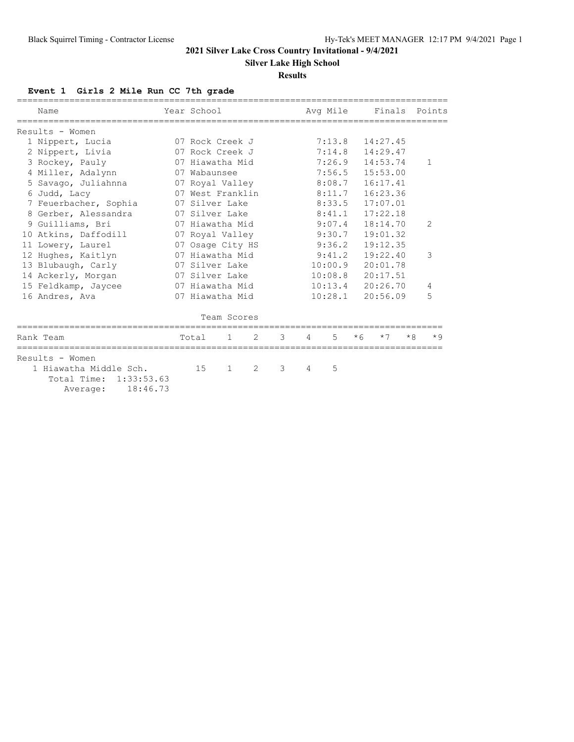# 2021 Silver Lake Cross Country Invitational - 9/4/2021

## Silver Lake High School

### Results

**Event 1 Girls 2 Mile Run CC 7th grade**

| | Name | Year | School | Avg Mile | Finals | Points |
|---|---|---|---|---|---|---|
| **Results - Women** | | | | | | |
| 1 | Nippert, Lucia | 07 | Rock Creek J | 7:13.8 | 14:27.45 | |
| 2 | Nippert, Livia | 07 | Rock Creek J | 7:14.8 | 14:29.47 | |
| 3 | Rockey, Pauly | 07 | Hiawatha Mid | 7:26.9 | 14:53.74 | 1 |
| 4 | Miller, Adalynn | 07 | Wabaunsee | 7:56.5 | 15:53.00 | |
| 5 | Savago, Juliahnna | 07 | Royal Valley | 8:08.7 | 16:17.41 | |
| 6 | Judd, Lacy | 07 | West Franklin | 8:11.7 | 16:23.36 | |
| 7 | Feuerbacher, Sophia | 07 | Silver Lake | 8:33.5 | 17:07.01 | |
| 8 | Gerber, Alessandra | 07 | Silver Lake | 8:41.1 | 17:22.18 | |
| 9 | Guilliams, Bri | 07 | Hiawatha Mid | 9:07.4 | 18:14.70 | 2 |
| 10 | Atkins, Daffodill | 07 | Royal Valley | 9:30.7 | 19:01.32 | |
| 11 | Lowery, Laurel | 07 | Osage City HS | 9:36.2 | 19:12.35 | |
| 12 | Hughes, Kaitlyn | 07 | Hiawatha Mid | 9:41.2 | 19:22.40 | 3 |
| 13 | Blubaugh, Carly | 07 | Silver Lake | 10:00.9 | 20:01.78 | |
| 14 | Ackerly, Morgan | 07 | Silver Lake | 10:08.8 | 20:17.51 | |
| 15 | Feldkamp, Jaycee | 07 | Hiawatha Mid | 10:13.4 | 20:26.70 | 4 |
| 16 | Andres, Ava | 07 | Hiawatha Mid | 10:28.1 | 20:56.09 | 5 |

**Team Scores**

| Rank | Team | Total | 1 | 2 | 3 | 4 | 5 | *6 | *7 | *8 | *9 |
|---|---|---|---|---|---|---|---|---|---|---|---|
| **Results - Women** | | | | | | | | | | | |
| 1 | Hiawatha Middle Sch. | 15 | 1 | 2 | 3 | 4 | 5 | | | | |
| | Total Time: 1:33:53.63 | | | | | | | | | | |
| | Average: 18:46.73 | | | | | | | | | | |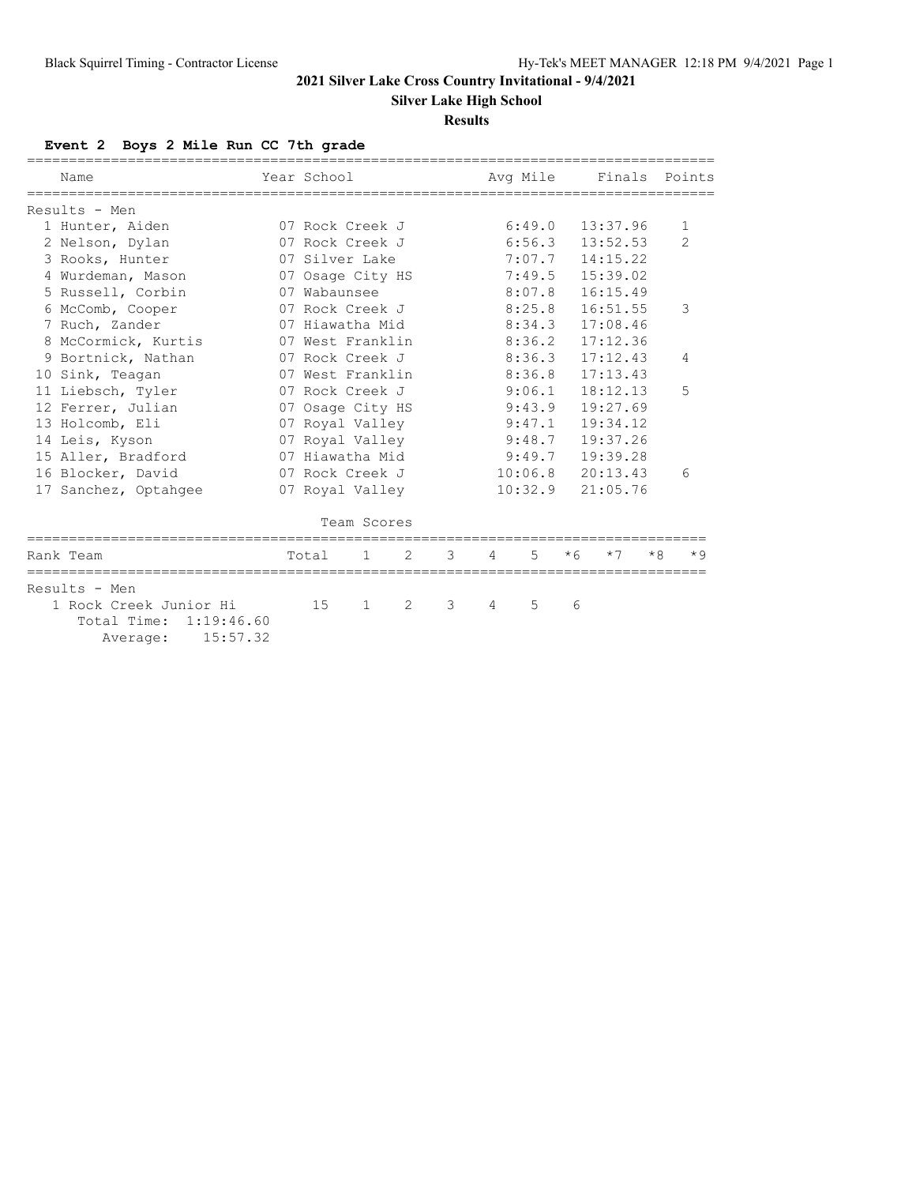# 2021 Silver Lake Cross Country Invitational - 9/4/2021

## Silver Lake High School

### Results

**Event 2 Boys 2 Mile Run CC 7th grade**

| Name | Year | School | Avg Mile | Finals | Points |
|---|---|---|---|---|---|
| **Results - Men** | | | | | |
| 1 Hunter, Aiden | 07 | Rock Creek J | 6:49.0 | 13:37.96 | 1 |
| 2 Nelson, Dylan | 07 | Rock Creek J | 6:56.3 | 13:52.53 | 2 |
| 3 Rooks, Hunter | 07 | Silver Lake | 7:07.7 | 14:15.22 | |
| 4 Wurdeman, Mason | 07 | Osage City HS | 7:49.5 | 15:39.02 | |
| 5 Russell, Corbin | 07 | Wabaunsee | 8:07.8 | 16:15.49 | |
| 6 McComb, Cooper | 07 | Rock Creek J | 8:25.8 | 16:51.55 | 3 |
| 7 Ruch, Zander | 07 | Hiawatha Mid | 8:34.3 | 17:08.46 | |
| 8 McCormick, Kurtis | 07 | West Franklin | 8:36.2 | 17:12.36 | |
| 9 Bortnick, Nathan | 07 | Rock Creek J | 8:36.3 | 17:12.43 | 4 |
| 10 Sink, Teagan | 07 | West Franklin | 8:36.8 | 17:13.43 | |
| 11 Liebsch, Tyler | 07 | Rock Creek J | 9:06.1 | 18:12.13 | 5 |
| 12 Ferrer, Julian | 07 | Osage City HS | 9:43.9 | 19:27.69 | |
| 13 Holcomb, Eli | 07 | Royal Valley | 9:47.1 | 19:34.12 | |
| 14 Leis, Kyson | 07 | Royal Valley | 9:48.7 | 19:37.26 | |
| 15 Aller, Bradford | 07 | Hiawatha Mid | 9:49.7 | 19:39.28 | |
| 16 Blocker, David | 07 | Rock Creek J | 10:06.8 | 20:13.43 | 6 |
| 17 Sanchez, Optahgee | 07 | Royal Valley | 10:32.9 | 21:05.76 | |

**Team Scores**

| Rank Team | Total | 1 | 2 | 3 | 4 | 5 | *6 | *7 | *8 | *9 |
|---|---|---|---|---|---|---|---|---|---|---|
| **Results - Men** | | | | | | | | | | |
| 1 Rock Creek Junior Hi | 15 | 1 | 2 | 3 | 4 | 5 | 6 | | | |
| Total Time: 1:19:46.60 | | | | | | | | | | |
| Average: 15:57.32 | | | | | | | | | | |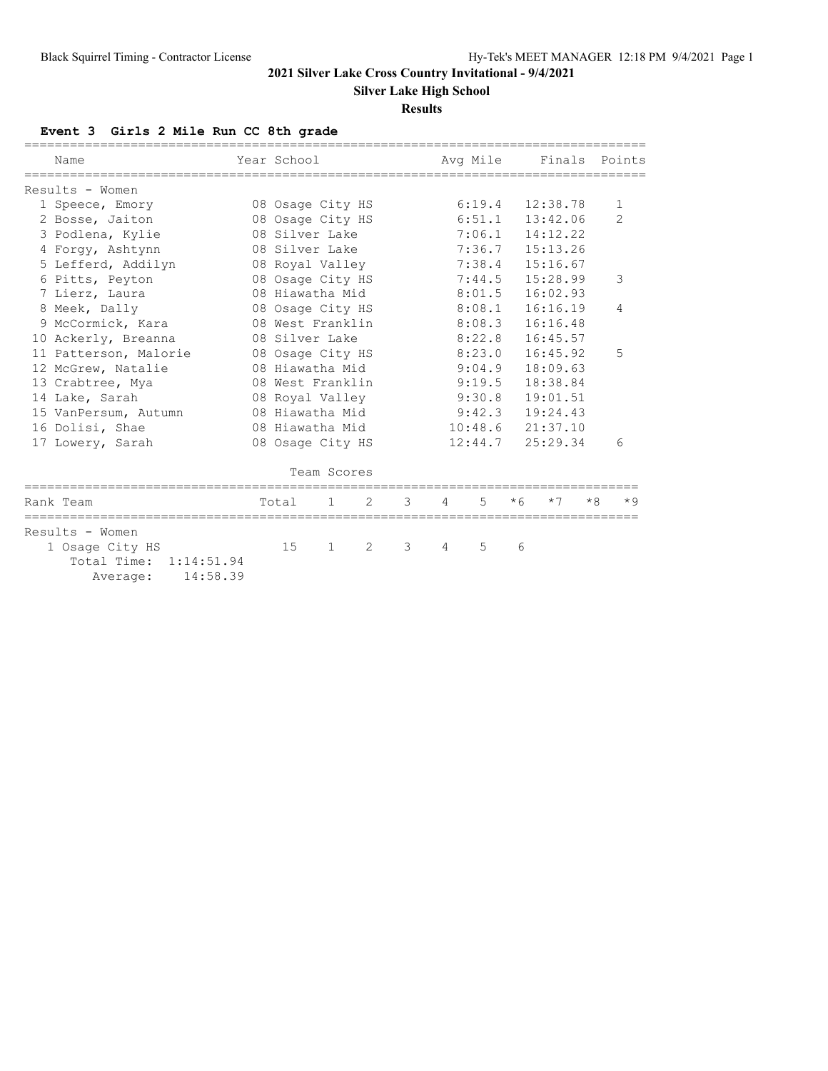## 2021 Silver Lake Cross Country Invitational - 9/4/2021

**Silver Lake High School**

**Results**

### Event 3 Girls 2 Mile Run CC 8th grade

Results - Women

| Place | Name | Year | School | Avg Mile | Finals | Points |
|---|---|---|---|---|---|---|
| 1 | Speece, Emory | 08 | Osage City HS | 6:19.4 | 12:38.78 | 1 |
| 2 | Bosse, Jaiton | 08 | Osage City HS | 6:51.1 | 13:42.06 | 2 |
| 3 | Podlena, Kylie | 08 | Silver Lake | 7:06.1 | 14:12.22 | |
| 4 | Forgy, Ashtynn | 08 | Silver Lake | 7:36.7 | 15:13.26 | |
| 5 | Lefferd, Addilyn | 08 | Royal Valley | 7:38.4 | 15:16.67 | |
| 6 | Pitts, Peyton | 08 | Osage City HS | 7:44.5 | 15:28.99 | 3 |
| 7 | Lierz, Laura | 08 | Hiawatha Mid | 8:01.5 | 16:02.93 | |
| 8 | Meek, Dally | 08 | Osage City HS | 8:08.1 | 16:16.19 | 4 |
| 9 | McCormick, Kara | 08 | West Franklin | 8:08.3 | 16:16.48 | |
| 10 | Ackerly, Breanna | 08 | Silver Lake | 8:22.8 | 16:45.57 | |
| 11 | Patterson, Malorie | 08 | Osage City HS | 8:23.0 | 16:45.92 | 5 |
| 12 | McGrew, Natalie | 08 | Hiawatha Mid | 9:04.9 | 18:09.63 | |
| 13 | Crabtree, Mya | 08 | West Franklin | 9:19.5 | 18:38.84 | |
| 14 | Lake, Sarah | 08 | Royal Valley | 9:30.8 | 19:01.51 | |
| 15 | VanPersum, Autumn | 08 | Hiawatha Mid | 9:42.3 | 19:24.43 | |
| 16 | Dolisi, Shae | 08 | Hiawatha Mid | 10:48.6 | 21:37.10 | |
| 17 | Lowery, Sarah | 08 | Osage City HS | 12:44.7 | 25:29.34 | 6 |

#### Team Scores

Results - Women

| Rank | Team | Total | 1 | 2 | 3 | 4 | 5 | *6 | *7 | *8 | *9 |
|---|---|---|---|---|---|---|---|---|---|---|---|
| 1 | Osage City HS | 15 | 1 | 2 | 3 | 4 | 5 | 6 | | | |

Total Time: 1:14:51.94
Average: 14:58.39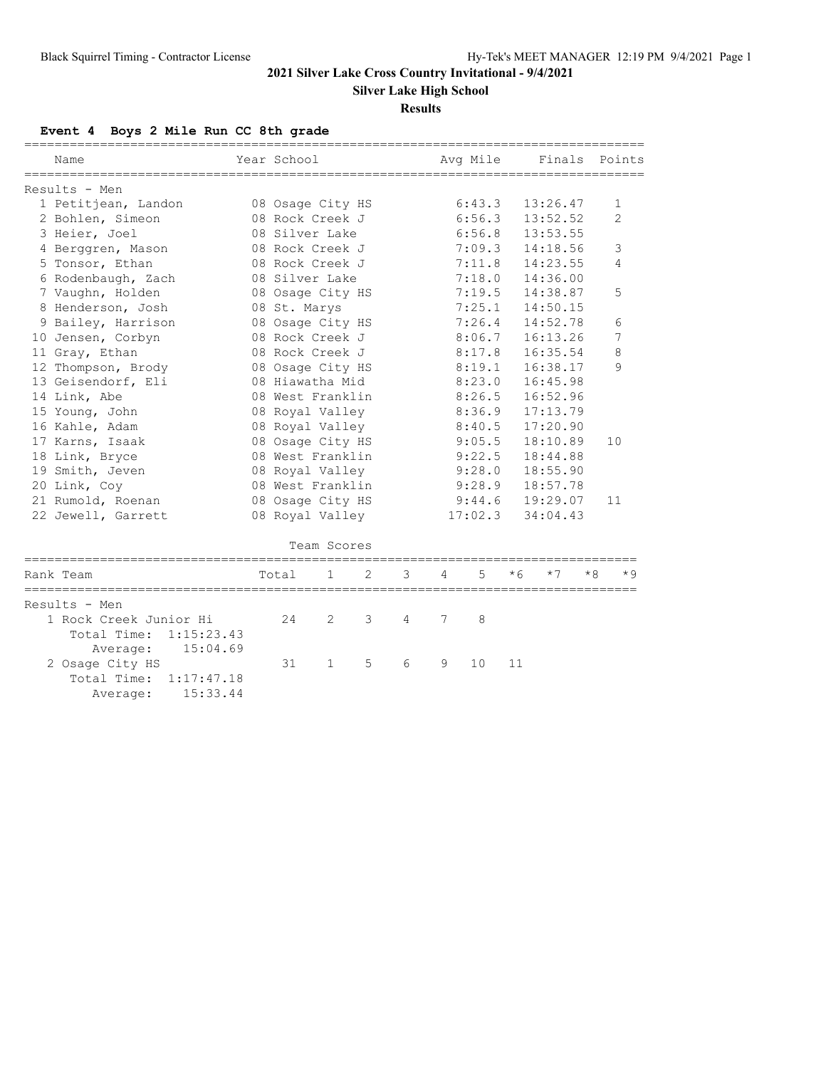# 2021 Silver Lake Cross Country Invitational - 9/4/2021

## Silver Lake High School

### Results

**Event 4 Boys 2 Mile Run CC 8th grade**

**Results - Men**

| | Name | Year | School | Avg Mile | Finals | Points |
|---|---|---|---|---|---|---|
| 1 | Petitjean, Landon | 08 | Osage City HS | 6:43.3 | 13:26.47 | 1 |
| 2 | Bohlen, Simeon | 08 | Rock Creek J | 6:56.3 | 13:52.52 | 2 |
| 3 | Heier, Joel | 08 | Silver Lake | 6:56.8 | 13:53.55 | |
| 4 | Berggren, Mason | 08 | Rock Creek J | 7:09.3 | 14:18.56 | 3 |
| 5 | Tonsor, Ethan | 08 | Rock Creek J | 7:11.8 | 14:23.55 | 4 |
| 6 | Rodenbaugh, Zach | 08 | Silver Lake | 7:18.0 | 14:36.00 | |
| 7 | Vaughn, Holden | 08 | Osage City HS | 7:19.5 | 14:38.87 | 5 |
| 8 | Henderson, Josh | 08 | St. Marys | 7:25.1 | 14:50.15 | |
| 9 | Bailey, Harrison | 08 | Osage City HS | 7:26.4 | 14:52.78 | 6 |
| 10 | Jensen, Corbyn | 08 | Rock Creek J | 8:06.7 | 16:13.26 | 7 |
| 11 | Gray, Ethan | 08 | Rock Creek J | 8:17.8 | 16:35.54 | 8 |
| 12 | Thompson, Brody | 08 | Osage City HS | 8:19.1 | 16:38.17 | 9 |
| 13 | Geisendorf, Eli | 08 | Hiawatha Mid | 8:23.0 | 16:45.98 | |
| 14 | Link, Abe | 08 | West Franklin | 8:26.5 | 16:52.96 | |
| 15 | Young, John | 08 | Royal Valley | 8:36.9 | 17:13.79 | |
| 16 | Kahle, Adam | 08 | Royal Valley | 8:40.5 | 17:20.90 | |
| 17 | Karns, Isaak | 08 | Osage City HS | 9:05.5 | 18:10.89 | 10 |
| 18 | Link, Bryce | 08 | West Franklin | 9:22.5 | 18:44.88 | |
| 19 | Smith, Jeven | 08 | Royal Valley | 9:28.0 | 18:55.90 | |
| 20 | Link, Coy | 08 | West Franklin | 9:28.9 | 18:57.78 | |
| 21 | Rumold, Roenan | 08 | Osage City HS | 9:44.6 | 19:29.07 | 11 |
| 22 | Jewell, Garrett | 08 | Royal Valley | 17:02.3 | 34:04.43 | |

**Team Scores**

**Results - Men**

| Rank | Team | Total | 1 | 2 | 3 | 4 | 5 | *6 | *7 | *8 | *9 |
|---|---|---|---|---|---|---|---|---|---|---|---|
| 1 | Rock Creek Junior Hi | 24 | 2 | 3 | 4 | 7 | 8 | | | | |
| | Total Time: 1:15:23.43 | | | | | | | | | | |
| | Average: 15:04.69 | | | | | | | | | | |
| 2 | Osage City HS | 31 | 1 | 5 | 6 | 9 | 10 | 11 | | | |
| | Total Time: 1:17:47.18 | | | | | | | | | | |
| | Average: 15:33.44 | | | | | | | | | | |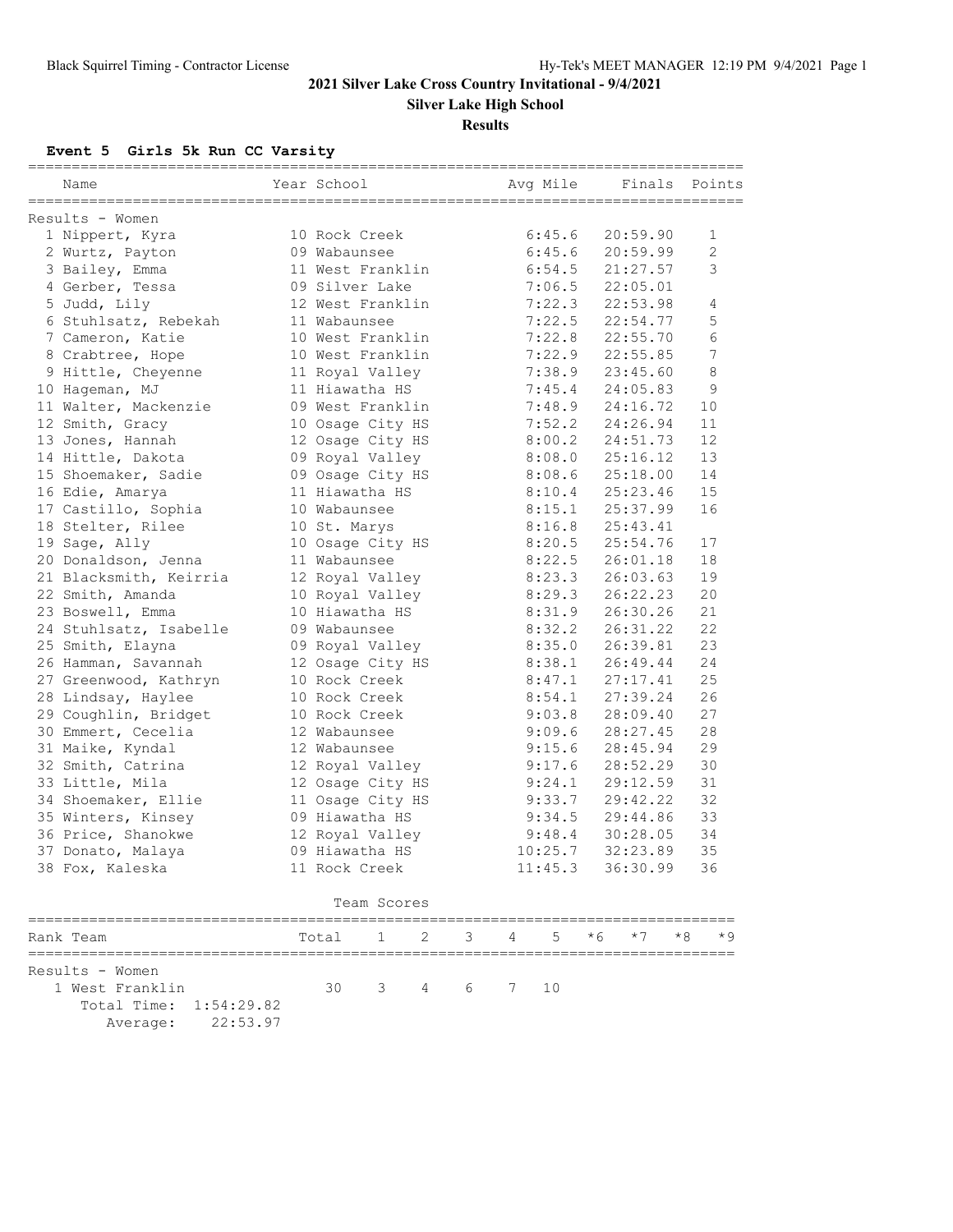# 2021 Silver Lake Cross Country Invitational - 9/4/2021

## Silver Lake High School

### Results

**Event 5 Girls 5k Run CC Varsity**

Results - Women

| Place | Name | Year | School | Avg Mile | Finals | Points |
|---|---|---|---|---|---|---|
| 1 | Nippert, Kyra | 10 | Rock Creek | 6:45.6 | 20:59.90 | 1 |
| 2 | Wurtz, Payton | 09 | Wabaunsee | 6:45.6 | 20:59.99 | 2 |
| 3 | Bailey, Emma | 11 | West Franklin | 6:54.5 | 21:27.57 | 3 |
| 4 | Gerber, Tessa | 09 | Silver Lake | 7:06.5 | 22:05.01 | |
| 5 | Judd, Lily | 12 | West Franklin | 7:22.3 | 22:53.98 | 4 |
| 6 | Stuhlsatz, Rebekah | 11 | Wabaunsee | 7:22.5 | 22:54.77 | 5 |
| 7 | Cameron, Katie | 10 | West Franklin | 7:22.8 | 22:55.70 | 6 |
| 8 | Crabtree, Hope | 10 | West Franklin | 7:22.9 | 22:55.85 | 7 |
| 9 | Hittle, Cheyenne | 11 | Royal Valley | 7:38.9 | 23:45.60 | 8 |
| 10 | Hageman, MJ | 11 | Hiawatha HS | 7:45.4 | 24:05.83 | 9 |
| 11 | Walter, Mackenzie | 09 | West Franklin | 7:48.9 | 24:16.72 | 10 |
| 12 | Smith, Gracy | 10 | Osage City HS | 7:52.2 | 24:26.94 | 11 |
| 13 | Jones, Hannah | 12 | Osage City HS | 8:00.2 | 24:51.73 | 12 |
| 14 | Hittle, Dakota | 09 | Royal Valley | 8:08.0 | 25:16.12 | 13 |
| 15 | Shoemaker, Sadie | 09 | Osage City HS | 8:08.6 | 25:18.00 | 14 |
| 16 | Edie, Amarya | 11 | Hiawatha HS | 8:10.4 | 25:23.46 | 15 |
| 17 | Castillo, Sophia | 10 | Wabaunsee | 8:15.1 | 25:37.99 | 16 |
| 18 | Stelter, Rilee | 10 | St. Marys | 8:16.8 | 25:43.41 | |
| 19 | Sage, Ally | 10 | Osage City HS | 8:20.5 | 25:54.76 | 17 |
| 20 | Donaldson, Jenna | 11 | Wabaunsee | 8:22.5 | 26:01.18 | 18 |
| 21 | Blacksmith, Keirria | 12 | Royal Valley | 8:23.3 | 26:03.63 | 19 |
| 22 | Smith, Amanda | 10 | Royal Valley | 8:29.3 | 26:22.23 | 20 |
| 23 | Boswell, Emma | 10 | Hiawatha HS | 8:31.9 | 26:30.26 | 21 |
| 24 | Stuhlsatz, Isabelle | 09 | Wabaunsee | 8:32.2 | 26:31.22 | 22 |
| 25 | Smith, Elayna | 09 | Royal Valley | 8:35.0 | 26:39.81 | 23 |
| 26 | Hamman, Savannah | 12 | Osage City HS | 8:38.1 | 26:49.44 | 24 |
| 27 | Greenwood, Kathryn | 10 | Rock Creek | 8:47.1 | 27:17.41 | 25 |
| 28 | Lindsay, Haylee | 10 | Rock Creek | 8:54.1 | 27:39.24 | 26 |
| 29 | Coughlin, Bridget | 10 | Rock Creek | 9:03.8 | 28:09.40 | 27 |
| 30 | Emmert, Cecelia | 12 | Wabaunsee | 9:09.6 | 28:27.45 | 28 |
| 31 | Maike, Kyndal | 12 | Wabaunsee | 9:15.6 | 28:45.94 | 29 |
| 32 | Smith, Catrina | 12 | Royal Valley | 9:17.6 | 28:52.29 | 30 |
| 33 | Little, Mila | 12 | Osage City HS | 9:24.1 | 29:12.59 | 31 |
| 34 | Shoemaker, Ellie | 11 | Osage City HS | 9:33.7 | 29:42.22 | 32 |
| 35 | Winters, Kinsey | 09 | Hiawatha HS | 9:34.5 | 29:44.86 | 33 |
| 36 | Price, Shanokwe | 12 | Royal Valley | 9:48.4 | 30:28.05 | 34 |
| 37 | Donato, Malaya | 09 | Hiawatha HS | 10:25.7 | 32:23.89 | 35 |
| 38 | Fox, Kaleska | 11 | Rock Creek | 11:45.3 | 36:30.99 | 36 |

Team Scores

Results - Women

| Rank | Team | Total | 1 | 2 | 3 | 4 | 5 | *6 | *7 | *8 | *9 |
|---|---|---|---|---|---|---|---|---|---|---|---|
| 1 | West Franklin | 30 | 3 | 4 | 6 | 7 | 10 | | | | |

Total Time: 1:54:29.82
Average: 22:53.97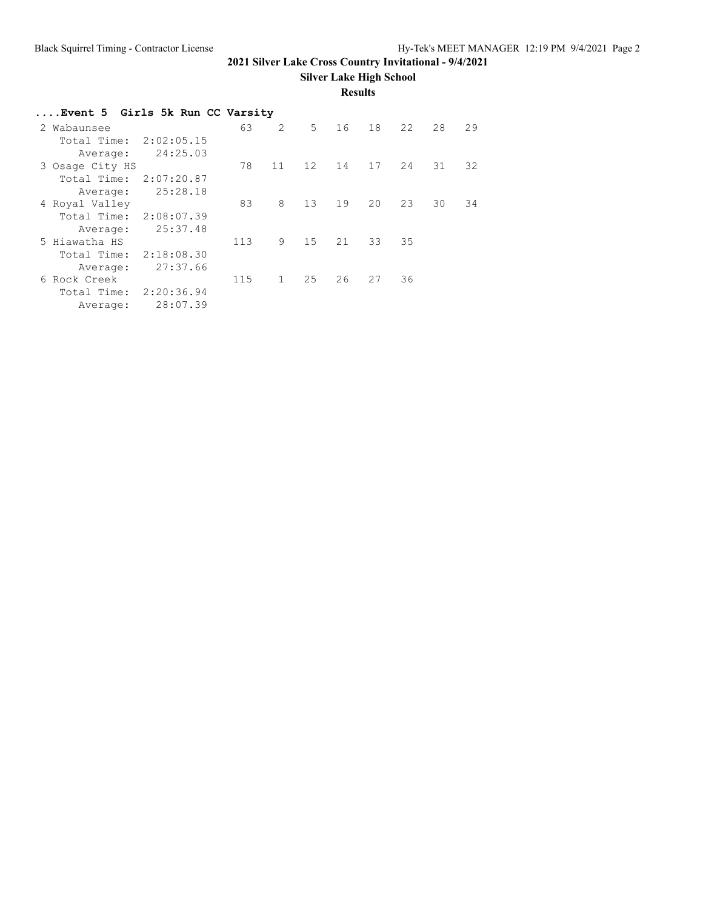## 2021 Silver Lake Cross Country Invitational - 9/4/2021

**Silver Lake High School**

**Results**

### ....Event 5 Girls 5k Run CC Varsity

```
 2 Wabaunsee                   63    2    5   16   18   22   28   29
    Total Time:  2:02:05.15
       Average:    24:25.03
 3 Osage City HS               78   11   12   14   17   24   31   32
    Total Time:  2:07:20.87
       Average:    25:28.18
 4 Royal Valley                83    8   13   19   20   23   30   34
    Total Time:  2:08:07.39
       Average:    25:37.48
 5 Hiawatha HS                113    9   15   21   33   35
    Total Time:  2:18:08.30
       Average:    27:37.66
 6 Rock Creek                 115    1   25   26   27   36
    Total Time:  2:20:36.94
       Average:    28:07.39
```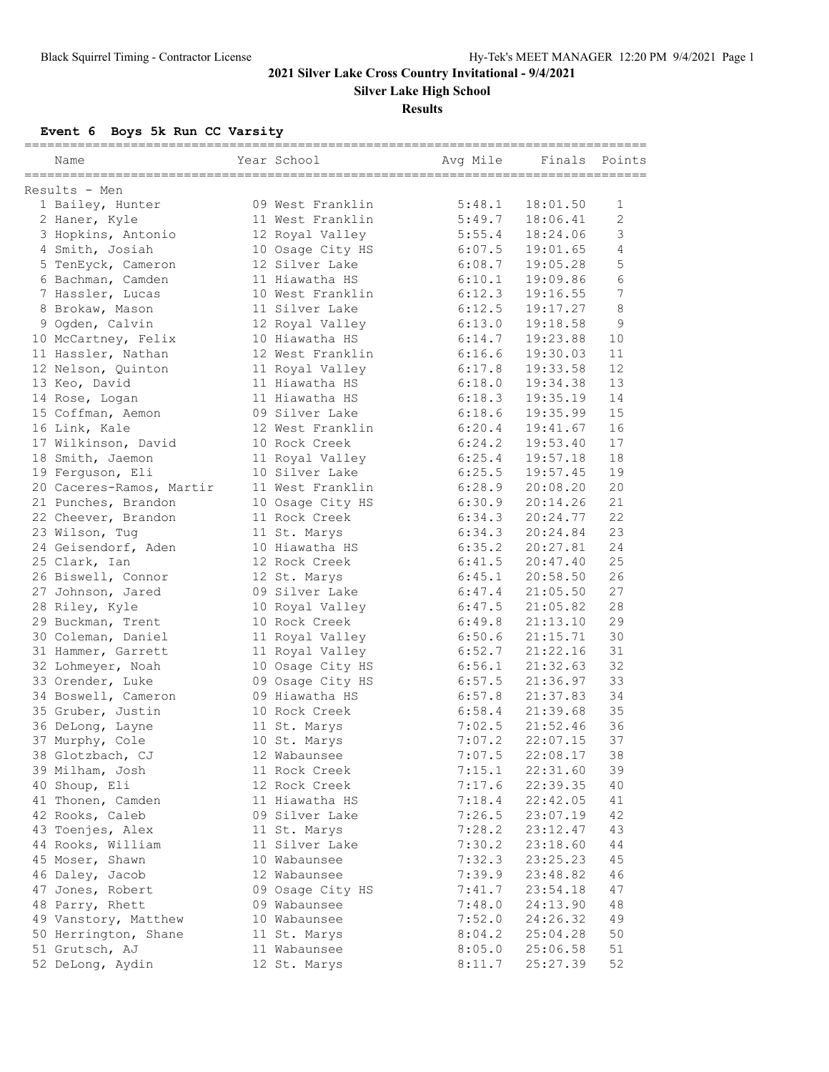# 2021 Silver Lake Cross Country Invitational - 9/4/2021

## Silver Lake High School

### Results

**Event 6 Boys 5k Run CC Varsity**

Results - Men

| Place | Name | Year | School | Avg Mile | Finals | Points |
|---|---|---|---|---|---|---|
| 1 | Bailey, Hunter | 09 | West Franklin | 5:48.1 | 18:01.50 | 1 |
| 2 | Haner, Kyle | 11 | West Franklin | 5:49.7 | 18:06.41 | 2 |
| 3 | Hopkins, Antonio | 12 | Royal Valley | 5:55.4 | 18:24.06 | 3 |
| 4 | Smith, Josiah | 10 | Osage City HS | 6:07.5 | 19:01.65 | 4 |
| 5 | TenEyck, Cameron | 12 | Silver Lake | 6:08.7 | 19:05.28 | 5 |
| 6 | Bachman, Camden | 11 | Hiawatha HS | 6:10.1 | 19:09.86 | 6 |
| 7 | Hassler, Lucas | 10 | West Franklin | 6:12.3 | 19:16.55 | 7 |
| 8 | Brokaw, Mason | 11 | Silver Lake | 6:12.5 | 19:17.27 | 8 |
| 9 | Ogden, Calvin | 12 | Royal Valley | 6:13.0 | 19:18.58 | 9 |
| 10 | McCartney, Felix | 10 | Hiawatha HS | 6:14.7 | 19:23.88 | 10 |
| 11 | Hassler, Nathan | 12 | West Franklin | 6:16.6 | 19:30.03 | 11 |
| 12 | Nelson, Quinton | 11 | Royal Valley | 6:17.8 | 19:33.58 | 12 |
| 13 | Keo, David | 11 | Hiawatha HS | 6:18.0 | 19:34.38 | 13 |
| 14 | Rose, Logan | 11 | Hiawatha HS | 6:18.3 | 19:35.19 | 14 |
| 15 | Coffman, Aemon | 09 | Silver Lake | 6:18.6 | 19:35.99 | 15 |
| 16 | Link, Kale | 12 | West Franklin | 6:20.4 | 19:41.67 | 16 |
| 17 | Wilkinson, David | 10 | Rock Creek | 6:24.2 | 19:53.40 | 17 |
| 18 | Smith, Jaemon | 11 | Royal Valley | 6:25.4 | 19:57.18 | 18 |
| 19 | Ferguson, Eli | 10 | Silver Lake | 6:25.5 | 19:57.45 | 19 |
| 20 | Caceres-Ramos, Martir | 11 | West Franklin | 6:28.9 | 20:08.20 | 20 |
| 21 | Punches, Brandon | 10 | Osage City HS | 6:30.9 | 20:14.26 | 21 |
| 22 | Cheever, Brandon | 11 | Rock Creek | 6:34.3 | 20:24.77 | 22 |
| 23 | Wilson, Tug | 11 | St. Marys | 6:34.3 | 20:24.84 | 23 |
| 24 | Geisendorf, Aden | 10 | Hiawatha HS | 6:35.2 | 20:27.81 | 24 |
| 25 | Clark, Ian | 12 | Rock Creek | 6:41.5 | 20:47.40 | 25 |
| 26 | Biswell, Connor | 12 | St. Marys | 6:45.1 | 20:58.50 | 26 |
| 27 | Johnson, Jared | 09 | Silver Lake | 6:47.4 | 21:05.50 | 27 |
| 28 | Riley, Kyle | 10 | Royal Valley | 6:47.5 | 21:05.82 | 28 |
| 29 | Buckman, Trent | 10 | Rock Creek | 6:49.8 | 21:13.10 | 29 |
| 30 | Coleman, Daniel | 11 | Royal Valley | 6:50.6 | 21:15.71 | 30 |
| 31 | Hammer, Garrett | 11 | Royal Valley | 6:52.7 | 21:22.16 | 31 |
| 32 | Lohmeyer, Noah | 10 | Osage City HS | 6:56.1 | 21:32.63 | 32 |
| 33 | Orender, Luke | 09 | Osage City HS | 6:57.5 | 21:36.97 | 33 |
| 34 | Boswell, Cameron | 09 | Hiawatha HS | 6:57.8 | 21:37.83 | 34 |
| 35 | Gruber, Justin | 10 | Rock Creek | 6:58.4 | 21:39.68 | 35 |
| 36 | DeLong, Layne | 11 | St. Marys | 7:02.5 | 21:52.46 | 36 |
| 37 | Murphy, Cole | 10 | St. Marys | 7:07.2 | 22:07.15 | 37 |
| 38 | Glotzbach, CJ | 12 | Wabaunsee | 7:07.5 | 22:08.17 | 38 |
| 39 | Milham, Josh | 11 | Rock Creek | 7:15.1 | 22:31.60 | 39 |
| 40 | Shoup, Eli | 12 | Rock Creek | 7:17.6 | 22:39.35 | 40 |
| 41 | Thonen, Camden | 11 | Hiawatha HS | 7:18.4 | 22:42.05 | 41 |
| 42 | Rooks, Caleb | 09 | Silver Lake | 7:26.5 | 23:07.19 | 42 |
| 43 | Toenjes, Alex | 11 | St. Marys | 7:28.2 | 23:12.47 | 43 |
| 44 | Rooks, William | 11 | Silver Lake | 7:30.2 | 23:18.60 | 44 |
| 45 | Moser, Shawn | 10 | Wabaunsee | 7:32.3 | 23:25.23 | 45 |
| 46 | Daley, Jacob | 12 | Wabaunsee | 7:39.9 | 23:48.82 | 46 |
| 47 | Jones, Robert | 09 | Osage City HS | 7:41.7 | 23:54.18 | 47 |
| 48 | Parry, Rhett | 09 | Wabaunsee | 7:48.0 | 24:13.90 | 48 |
| 49 | Vanstory, Matthew | 10 | Wabaunsee | 7:52.0 | 24:26.32 | 49 |
| 50 | Herrington, Shane | 11 | St. Marys | 8:04.2 | 25:04.28 | 50 |
| 51 | Grutsch, AJ | 11 | Wabaunsee | 8:05.0 | 25:06.58 | 51 |
| 52 | DeLong, Aydin | 12 | St. Marys | 8:11.7 | 25:27.39 | 52 |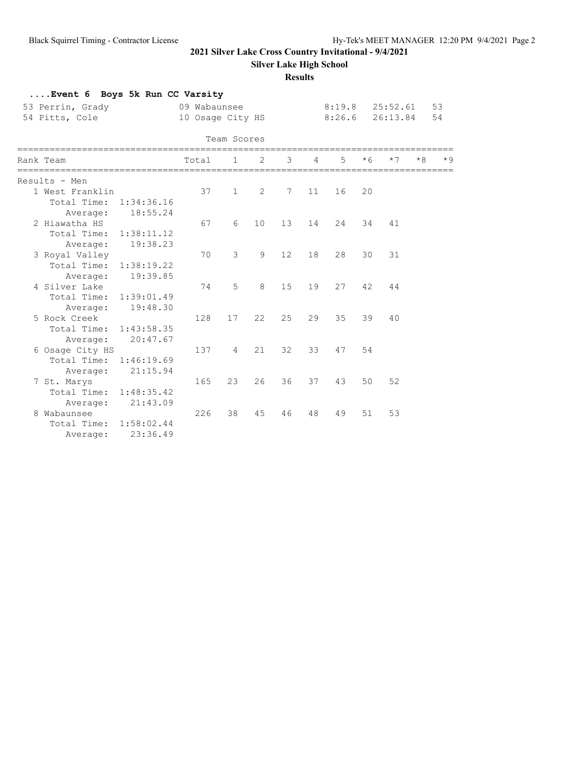## 2021 Silver Lake Cross Country Invitational - 9/4/2021

**Silver Lake High School**

**Results**

### ....Event 6 Boys 5k Run CC Varsity

| | | | | | |
|---|---|---|---|---|---|
| 53 | Perrin, Grady | 09 Wabaunsee | 8:19.8 | 25:52.61 | 53 |
| 54 | Pitts, Cole | 10 Osage City HS | 8:26.6 | 26:13.84 | 54 |

#### Team Scores

| Rank | Team | Total | 1 | 2 | 3 | 4 | 5 | *6 | *7 | *8 | *9 |
|---|---|---|---|---|---|---|---|---|---|---|---|
| Results - Men | | | | | | | | | | | |
| 1 | West Franklin | 37 | 1 | 2 | 7 | 11 | 16 | 20 | | | |
| | Total Time: 1:34:36.16 | | | | | | | | | | |
| | Average: 18:55.24 | | | | | | | | | | |
| 2 | Hiawatha HS | 67 | 6 | 10 | 13 | 14 | 24 | 34 | 41 | | |
| | Total Time: 1:38:11.12 | | | | | | | | | | |
| | Average: 19:38.23 | | | | | | | | | | |
| 3 | Royal Valley | 70 | 3 | 9 | 12 | 18 | 28 | 30 | 31 | | |
| | Total Time: 1:38:19.22 | | | | | | | | | | |
| | Average: 19:39.85 | | | | | | | | | | |
| 4 | Silver Lake | 74 | 5 | 8 | 15 | 19 | 27 | 42 | 44 | | |
| | Total Time: 1:39:01.49 | | | | | | | | | | |
| | Average: 19:48.30 | | | | | | | | | | |
| 5 | Rock Creek | 128 | 17 | 22 | 25 | 29 | 35 | 39 | 40 | | |
| | Total Time: 1:43:58.35 | | | | | | | | | | |
| | Average: 20:47.67 | | | | | | | | | | |
| 6 | Osage City HS | 137 | 4 | 21 | 32 | 33 | 47 | 54 | | | |
| | Total Time: 1:46:19.69 | | | | | | | | | | |
| | Average: 21:15.94 | | | | | | | | | | |
| 7 | St. Marys | 165 | 23 | 26 | 36 | 37 | 43 | 50 | 52 | | |
| | Total Time: 1:48:35.42 | | | | | | | | | | |
| | Average: 21:43.09 | | | | | | | | | | |
| 8 | Wabaunsee | 226 | 38 | 45 | 46 | 48 | 49 | 51 | 53 | | |
| | Total Time: 1:58:02.44 | | | | | | | | | | |
| | Average: 23:36.49 | | | | | | | | | | |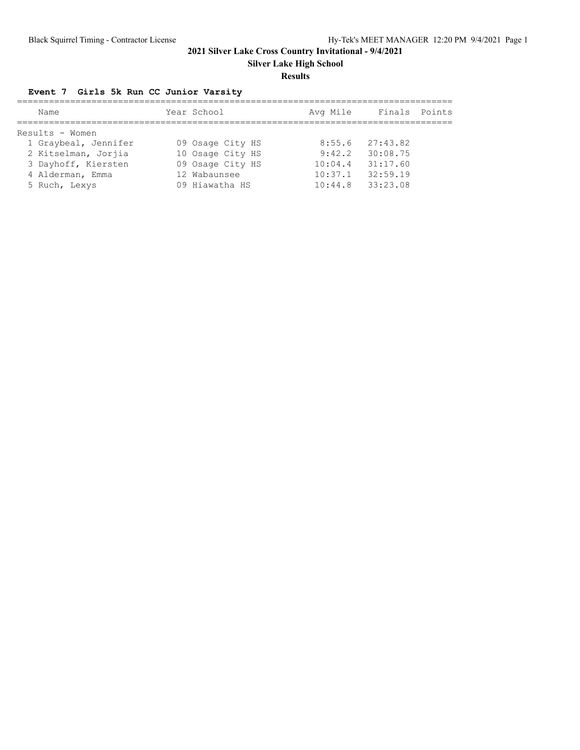# 2021 Silver Lake Cross Country Invitational - 9/4/2021

## Silver Lake High School

### Results

**Event 7 Girls 5k Run CC Junior Varsity**

| Place | Name | Year | School | Avg Mile | Finals | Points |
|---|---|---|---|---|---|---|
| **Results - Women** | | | | | | |
| 1 | Graybeal, Jennifer | 09 | Osage City HS | 8:55.6 | 27:43.82 | |
| 2 | Kitselman, Jorjia | 10 | Osage City HS | 9:42.2 | 30:08.75 | |
| 3 | Dayhoff, Kiersten | 09 | Osage City HS | 10:04.4 | 31:17.60 | |
| 4 | Alderman, Emma | 12 | Wabaunsee | 10:37.1 | 32:59.19 | |
| 5 | Ruch, Lexys | 09 | Hiawatha HS | 10:44.8 | 33:23.08 | |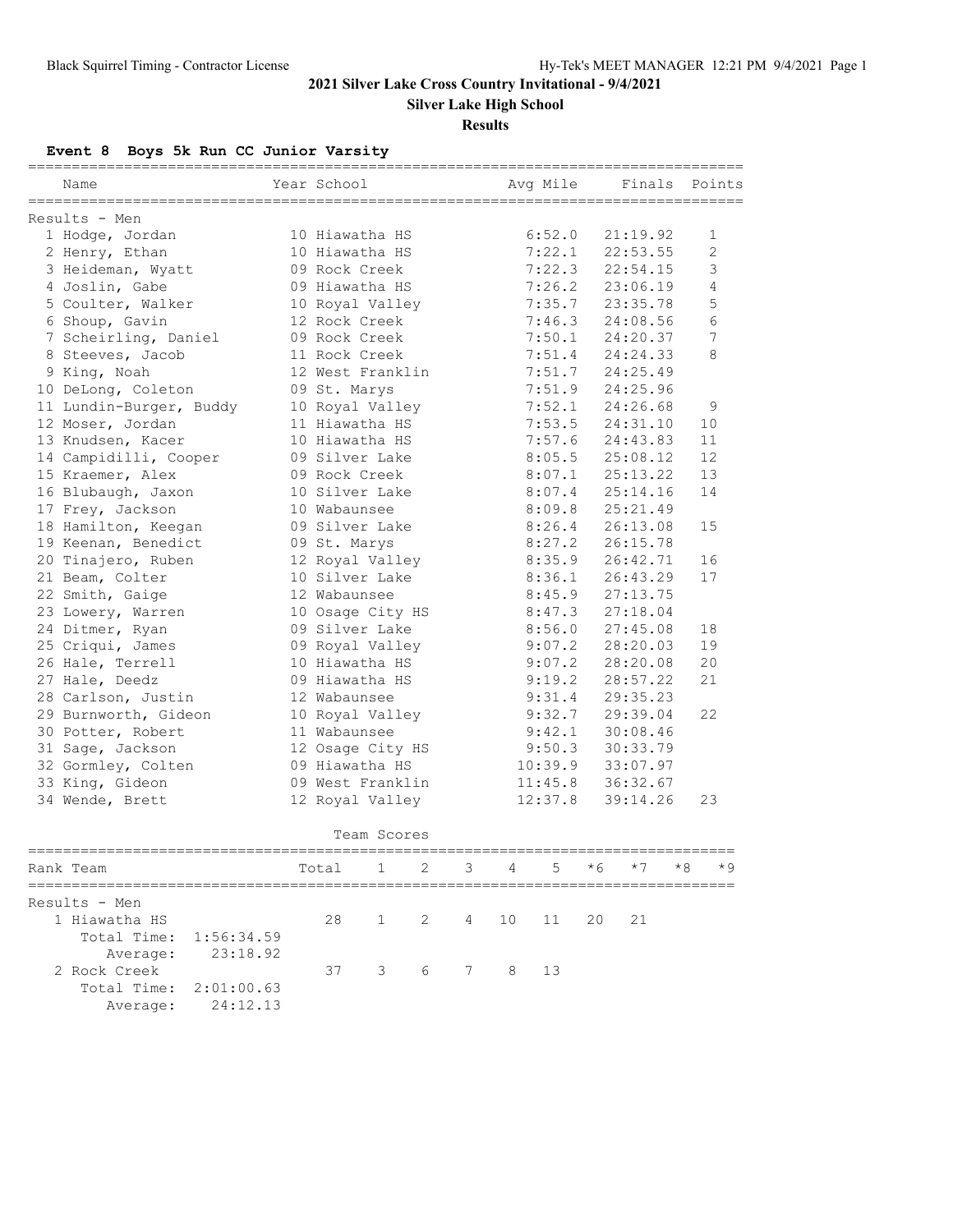# 2021 Silver Lake Cross Country Invitational - 9/4/2021

**Silver Lake High School**

**Results**

## Event 8 Boys 5k Run CC Junior Varsity

| | Name | Year | School | Avg Mile | Finals | Points |
|---|---|---|---|---|---|---|
| **Results - Men** | | | | | | |
| 1 | Hodge, Jordan | 10 | Hiawatha HS | 6:52.0 | 21:19.92 | 1 |
| 2 | Henry, Ethan | 10 | Hiawatha HS | 7:22.1 | 22:53.55 | 2 |
| 3 | Heideman, Wyatt | 09 | Rock Creek | 7:22.3 | 22:54.15 | 3 |
| 4 | Joslin, Gabe | 09 | Hiawatha HS | 7:26.2 | 23:06.19 | 4 |
| 5 | Coulter, Walker | 10 | Royal Valley | 7:35.7 | 23:35.78 | 5 |
| 6 | Shoup, Gavin | 12 | Rock Creek | 7:46.3 | 24:08.56 | 6 |
| 7 | Scheirling, Daniel | 09 | Rock Creek | 7:50.1 | 24:20.37 | 7 |
| 8 | Steeves, Jacob | 11 | Rock Creek | 7:51.4 | 24:24.33 | 8 |
| 9 | King, Noah | 12 | West Franklin | 7:51.7 | 24:25.49 | |
| 10 | DeLong, Coleton | 09 | St. Marys | 7:51.9 | 24:25.96 | |
| 11 | Lundin-Burger, Buddy | 10 | Royal Valley | 7:52.1 | 24:26.68 | 9 |
| 12 | Moser, Jordan | 11 | Hiawatha HS | 7:53.5 | 24:31.10 | 10 |
| 13 | Knudsen, Kacer | 10 | Hiawatha HS | 7:57.6 | 24:43.83 | 11 |
| 14 | Campidilli, Cooper | 09 | Silver Lake | 8:05.5 | 25:08.12 | 12 |
| 15 | Kraemer, Alex | 09 | Rock Creek | 8:07.1 | 25:13.22 | 13 |
| 16 | Blubaugh, Jaxon | 10 | Silver Lake | 8:07.4 | 25:14.16 | 14 |
| 17 | Frey, Jackson | 10 | Wabaunsee | 8:09.8 | 25:21.49 | |
| 18 | Hamilton, Keegan | 09 | Silver Lake | 8:26.4 | 26:13.08 | 15 |
| 19 | Keenan, Benedict | 09 | St. Marys | 8:27.2 | 26:15.78 | |
| 20 | Tinajero, Ruben | 12 | Royal Valley | 8:35.9 | 26:42.71 | 16 |
| 21 | Beam, Colter | 10 | Silver Lake | 8:36.1 | 26:43.29 | 17 |
| 22 | Smith, Gaige | 12 | Wabaunsee | 8:45.9 | 27:13.75 | |
| 23 | Lowery, Warren | 10 | Osage City HS | 8:47.3 | 27:18.04 | |
| 24 | Ditmer, Ryan | 09 | Silver Lake | 8:56.0 | 27:45.08 | 18 |
| 25 | Criqui, James | 09 | Royal Valley | 9:07.2 | 28:20.03 | 19 |
| 26 | Hale, Terrell | 10 | Hiawatha HS | 9:07.2 | 28:20.08 | 20 |
| 27 | Hale, Deedz | 09 | Hiawatha HS | 9:19.2 | 28:57.22 | 21 |
| 28 | Carlson, Justin | 12 | Wabaunsee | 9:31.4 | 29:35.23 | |
| 29 | Burnworth, Gideon | 10 | Royal Valley | 9:32.7 | 29:39.04 | 22 |
| 30 | Potter, Robert | 11 | Wabaunsee | 9:42.1 | 30:08.46 | |
| 31 | Sage, Jackson | 12 | Osage City HS | 9:50.3 | 30:33.79 | |
| 32 | Gormley, Colten | 09 | Hiawatha HS | 10:39.9 | 33:07.97 | |
| 33 | King, Gideon | 09 | West Franklin | 11:45.8 | 36:32.67 | |
| 34 | Wende, Brett | 12 | Royal Valley | 12:37.8 | 39:14.26 | 23 |

### Team Scores

| Rank | Team | Total | 1 | 2 | 3 | 4 | 5 | *6 | *7 | *8 | *9 |
|---|---|---|---|---|---|---|---|---|---|---|---|
| **Results - Men** | | | | | | | | | | | |
| 1 | Hiawatha HS | 28 | 1 | 2 | 4 | 10 | 11 | 20 | 21 | | |
| | Total Time: 1:56:34.59 | | | | | | | | | | |
| | Average: 23:18.92 | | | | | | | | | | |
| 2 | Rock Creek | 37 | 3 | 6 | 7 | 8 | 13 | | | | |
| | Total Time: 2:01:00.63 | | | | | | | | | | |
| | Average: 24:12.13 | | | | | | | | | | |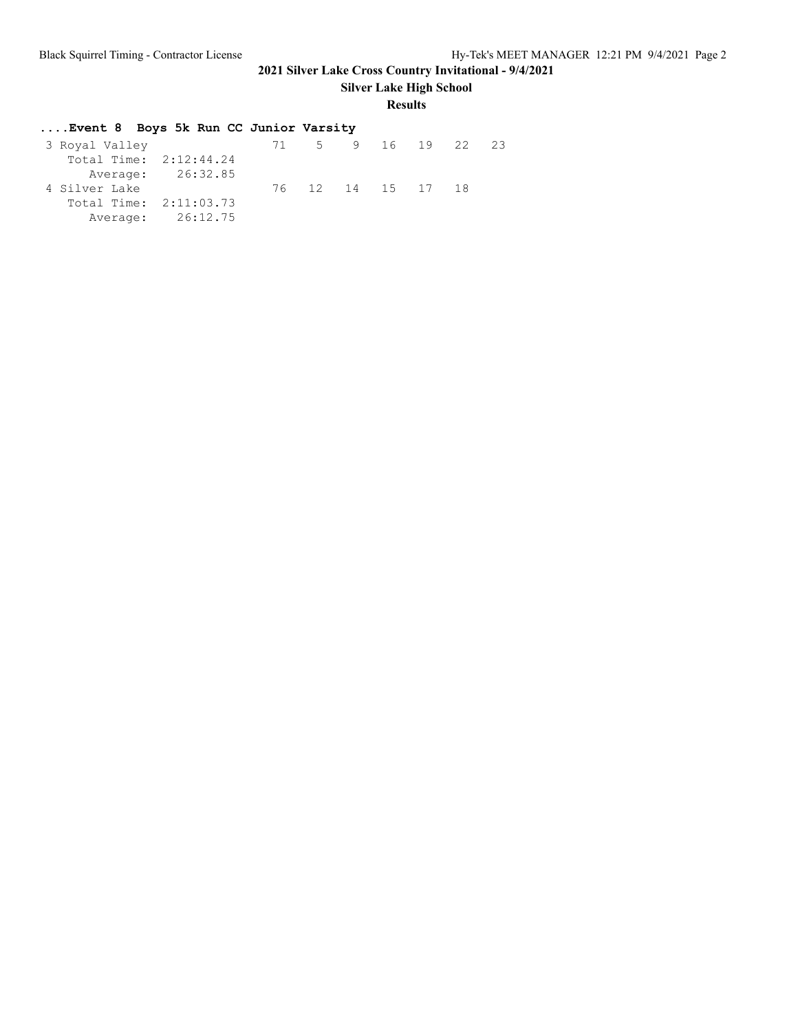## 2021 Silver Lake Cross Country Invitational - 9/4/2021

### Silver Lake High School

### Results

**....Event 8 Boys 5k Run CC Junior Varsity**

```
 3 Royal Valley              71    5    9   16   19   22   23
    Total Time:  2:12:44.24
       Average:    26:32.85
 4 Silver Lake               76   12   14   15   17   18
    Total Time:  2:11:03.73
       Average:    26:12.75
```